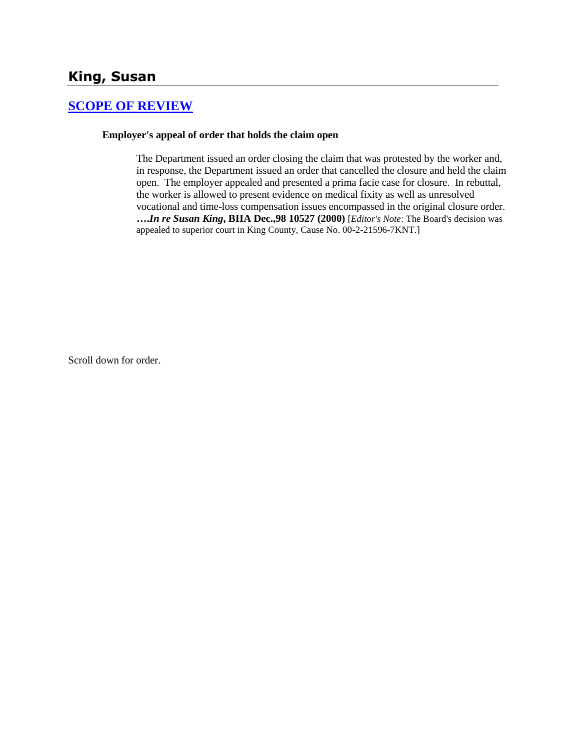# King, Susan

## [SCOPE OF REVIEW]

**Employer's appeal of order that holds the claim open**

The Department issued an order closing the claim that was protested by the worker and, in response, the Department issued an order that cancelled the closure and held the claim open. The employer appealed and presented a prima facie case for closure. In rebuttal, the worker is allowed to present evidence on medical fixity as well as unresolved vocational and time-loss compensation issues encompassed in the original closure order. **….*In re Susan King*, BIIA Dec.,98 10527 (2000)** [*Editor's Note*: The Board's decision was appealed to superior court in King County, Cause No. 00-2-21596-7KNT.]

Scroll down for order.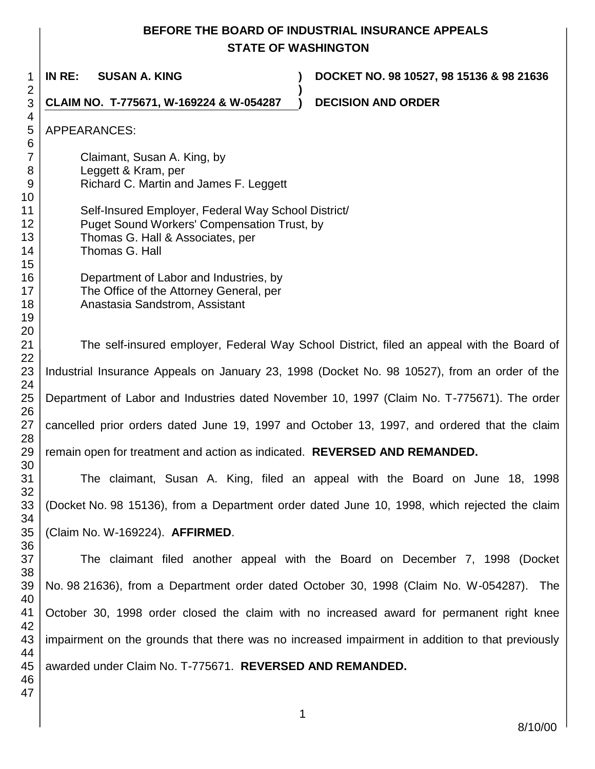# BEFORE THE BOARD OF INDUSTRIAL INSURANCE APPEALS STATE OF WASHINGTON

**IN RE: SUSAN A. KING** ) **DOCKET NO. 98 10527, 98 15136 & 98 21636**
)
**CLAIM NO. T-775671, W-169224 & W-054287** ) **DECISION AND ORDER**

APPEARANCES:

Claimant, Susan A. King, by
Leggett & Kram, per
Richard C. Martin and James F. Leggett

Self-Insured Employer, Federal Way School District/
Puget Sound Workers' Compensation Trust, by
Thomas G. Hall & Associates, per
Thomas G. Hall

Department of Labor and Industries, by
The Office of the Attorney General, per
Anastasia Sandstrom, Assistant

The self-insured employer, Federal Way School District, filed an appeal with the Board of Industrial Insurance Appeals on January 23, 1998 (Docket No. 98 10527), from an order of the Department of Labor and Industries dated November 10, 1997 (Claim No. T-775671). The order cancelled prior orders dated June 19, 1997 and October 13, 1997, and ordered that the claim remain open for treatment and action as indicated. **REVERSED AND REMANDED.**

The claimant, Susan A. King, filed an appeal with the Board on June 18, 1998 (Docket No. 98 15136), from a Department order dated June 10, 1998, which rejected the claim (Claim No. W-169224). **AFFIRMED**.

The claimant filed another appeal with the Board on December 7, 1998 (Docket No. 98 21636), from a Department order dated October 30, 1998 (Claim No. W-054287). The October 30, 1998 order closed the claim with no increased award for permanent right knee impairment on the grounds that there was no increased impairment in addition to that previously awarded under Claim No. T-775671. **REVERSED AND REMANDED.**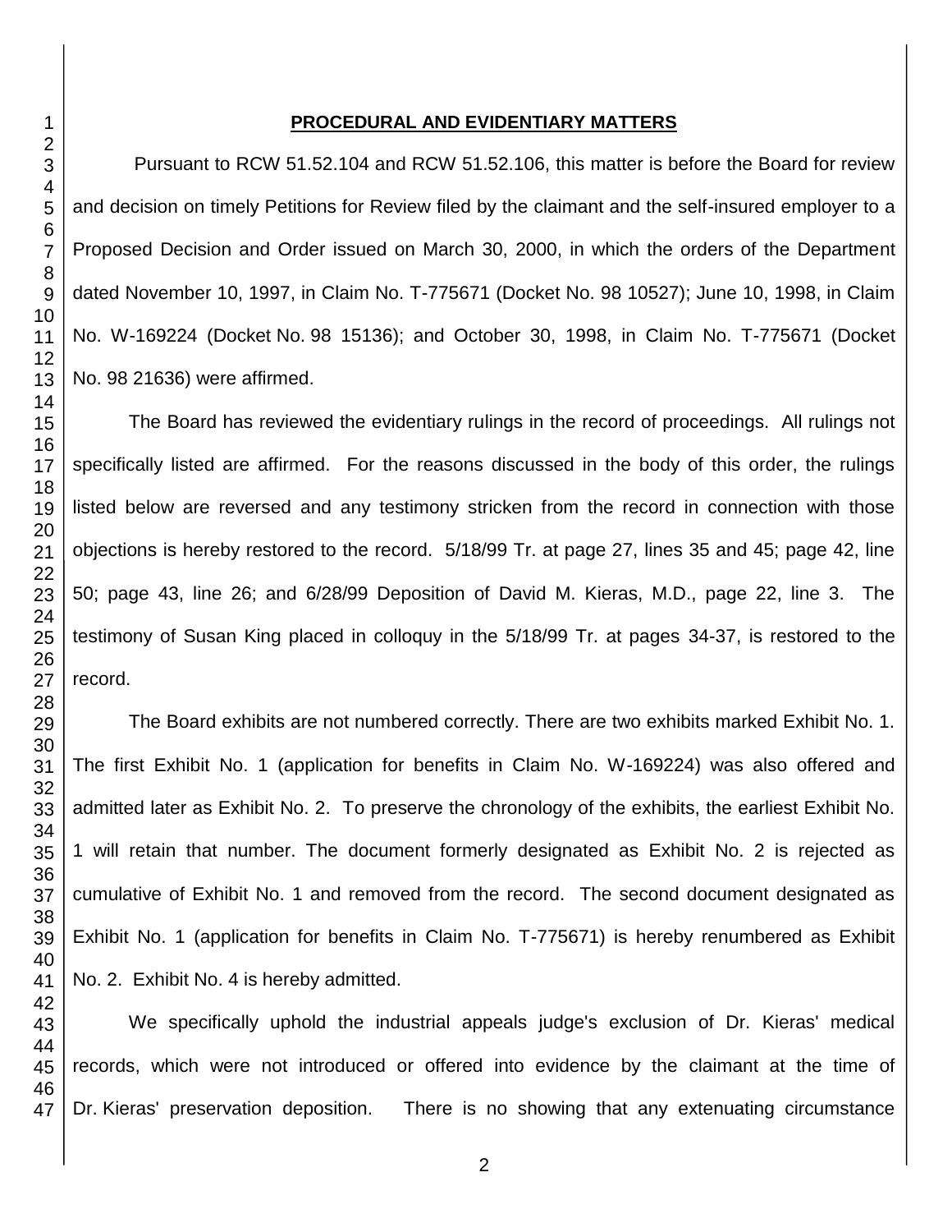## PROCEDURAL AND EVIDENTIARY MATTERS

Pursuant to RCW 51.52.104 and RCW 51.52.106, this matter is before the Board for review and decision on timely Petitions for Review filed by the claimant and the self-insured employer to a Proposed Decision and Order issued on March 30, 2000, in which the orders of the Department dated November 10, 1997, in Claim No. T-775671 (Docket No. 98 10527); June 10, 1998, in Claim No. W-169224 (Docket No. 98 15136); and October 30, 1998, in Claim No. T-775671 (Docket No. 98 21636) were affirmed.

The Board has reviewed the evidentiary rulings in the record of proceedings. All rulings not specifically listed are affirmed. For the reasons discussed in the body of this order, the rulings listed below are reversed and any testimony stricken from the record in connection with those objections is hereby restored to the record. 5/18/99 Tr. at page 27, lines 35 and 45; page 42, line 50; page 43, line 26; and 6/28/99 Deposition of David M. Kieras, M.D., page 22, line 3. The testimony of Susan King placed in colloquy in the 5/18/99 Tr. at pages 34-37, is restored to the record.

The Board exhibits are not numbered correctly. There are two exhibits marked Exhibit No. 1. The first Exhibit No. 1 (application for benefits in Claim No. W-169224) was also offered and admitted later as Exhibit No. 2. To preserve the chronology of the exhibits, the earliest Exhibit No. 1 will retain that number. The document formerly designated as Exhibit No. 2 is rejected as cumulative of Exhibit No. 1 and removed from the record. The second document designated as Exhibit No. 1 (application for benefits in Claim No. T-775671) is hereby renumbered as Exhibit No. 2. Exhibit No. 4 is hereby admitted.

We specifically uphold the industrial appeals judge's exclusion of Dr. Kieras' medical records, which were not introduced or offered into evidence by the claimant at the time of Dr. Kieras' preservation deposition. There is no showing that any extenuating circumstance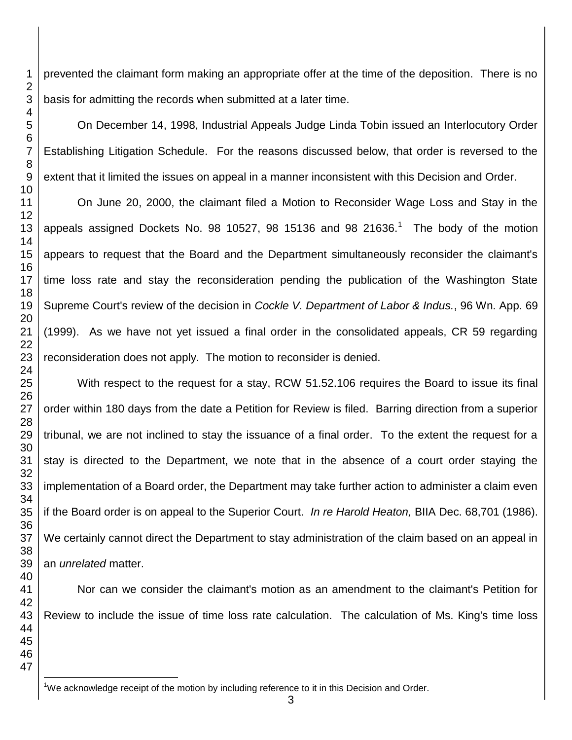prevented the claimant form making an appropriate offer at the time of the deposition. There is no basis for admitting the records when submitted at a later time.

On December 14, 1998, Industrial Appeals Judge Linda Tobin issued an Interlocutory Order Establishing Litigation Schedule. For the reasons discussed below, that order is reversed to the extent that it limited the issues on appeal in a manner inconsistent with this Decision and Order.

On June 20, 2000, the claimant filed a Motion to Reconsider Wage Loss and Stay in the appeals assigned Dockets No. 98 10527, 98 15136 and 98 21636.[1] The body of the motion appears to request that the Board and the Department simultaneously reconsider the claimant's time loss rate and stay the reconsideration pending the publication of the Washington State Supreme Court's review of the decision in *Cockle V. Department of Labor & Indus.*, 96 Wn. App. 69 (1999). As we have not yet issued a final order in the consolidated appeals, CR 59 regarding reconsideration does not apply. The motion to reconsider is denied.

With respect to the request for a stay, RCW 51.52.106 requires the Board to issue its final order within 180 days from the date a Petition for Review is filed. Barring direction from a superior tribunal, we are not inclined to stay the issuance of a final order. To the extent the request for a stay is directed to the Department, we note that in the absence of a court order staying the implementation of a Board order, the Department may take further action to administer a claim even if the Board order is on appeal to the Superior Court. *In re Harold Heaton,* BIIA Dec. 68,701 (1986). We certainly cannot direct the Department to stay administration of the claim based on an appeal in an *unrelated* matter.

Nor can we consider the claimant's motion as an amendment to the claimant's Petition for Review to include the issue of time loss rate calculation. The calculation of Ms. King's time loss

[1] We acknowledge receipt of the motion by including reference to it in this Decision and Order.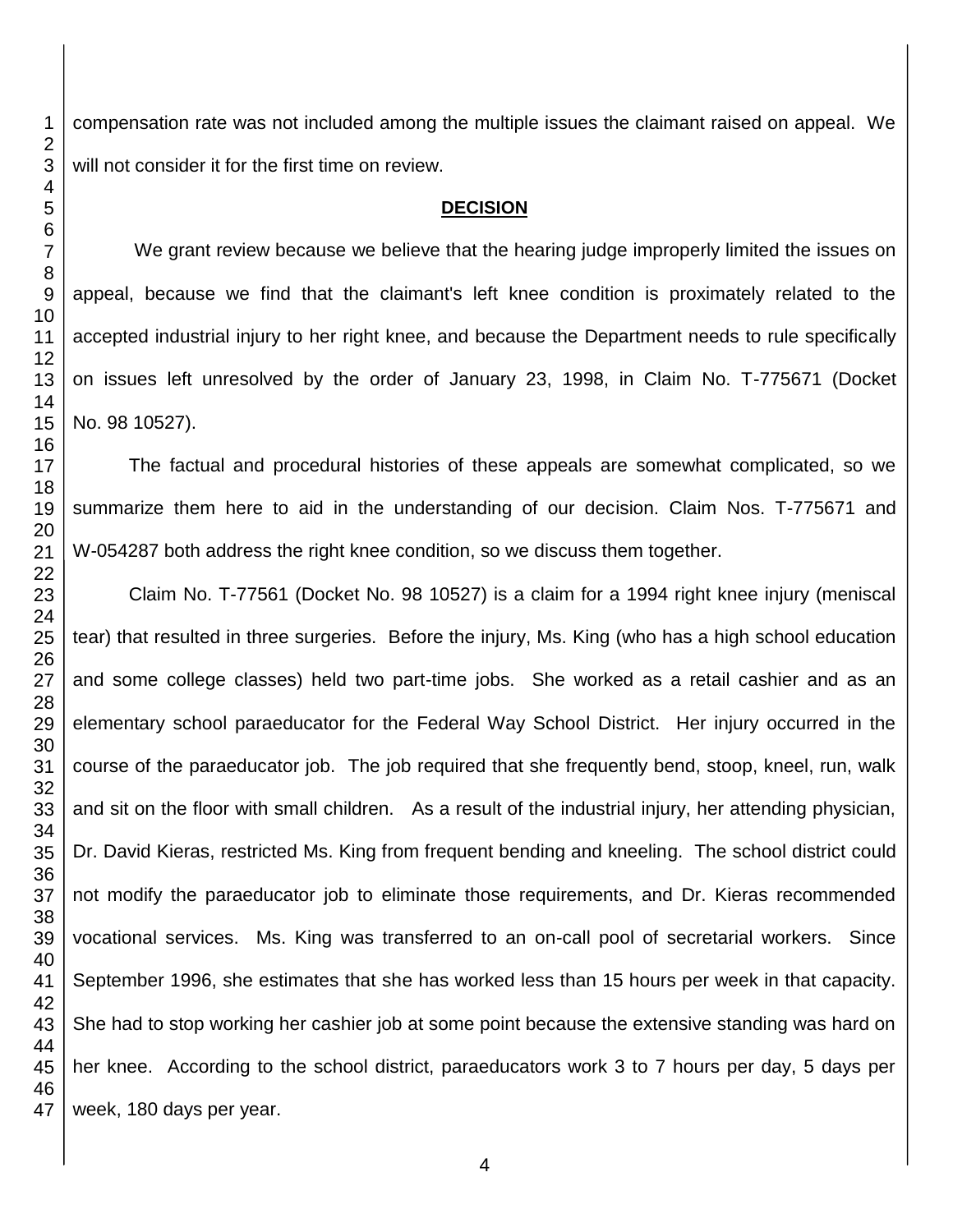compensation rate was not included among the multiple issues the claimant raised on appeal. We will not consider it for the first time on review.

## DECISION

We grant review because we believe that the hearing judge improperly limited the issues on appeal, because we find that the claimant's left knee condition is proximately related to the accepted industrial injury to her right knee, and because the Department needs to rule specifically on issues left unresolved by the order of January 23, 1998, in Claim No. T-775671 (Docket No. 98 10527).

The factual and procedural histories of these appeals are somewhat complicated, so we summarize them here to aid in the understanding of our decision. Claim Nos. T-775671 and W-054287 both address the right knee condition, so we discuss them together.

Claim No. T-77561 (Docket No. 98 10527) is a claim for a 1994 right knee injury (meniscal tear) that resulted in three surgeries. Before the injury, Ms. King (who has a high school education and some college classes) held two part-time jobs. She worked as a retail cashier and as an elementary school paraeducator for the Federal Way School District. Her injury occurred in the course of the paraeducator job. The job required that she frequently bend, stoop, kneel, run, walk and sit on the floor with small children. As a result of the industrial injury, her attending physician, Dr. David Kieras, restricted Ms. King from frequent bending and kneeling. The school district could not modify the paraeducator job to eliminate those requirements, and Dr. Kieras recommended vocational services. Ms. King was transferred to an on-call pool of secretarial workers. Since September 1996, she estimates that she has worked less than 15 hours per week in that capacity. She had to stop working her cashier job at some point because the extensive standing was hard on her knee. According to the school district, paraeducators work 3 to 7 hours per day, 5 days per week, 180 days per year.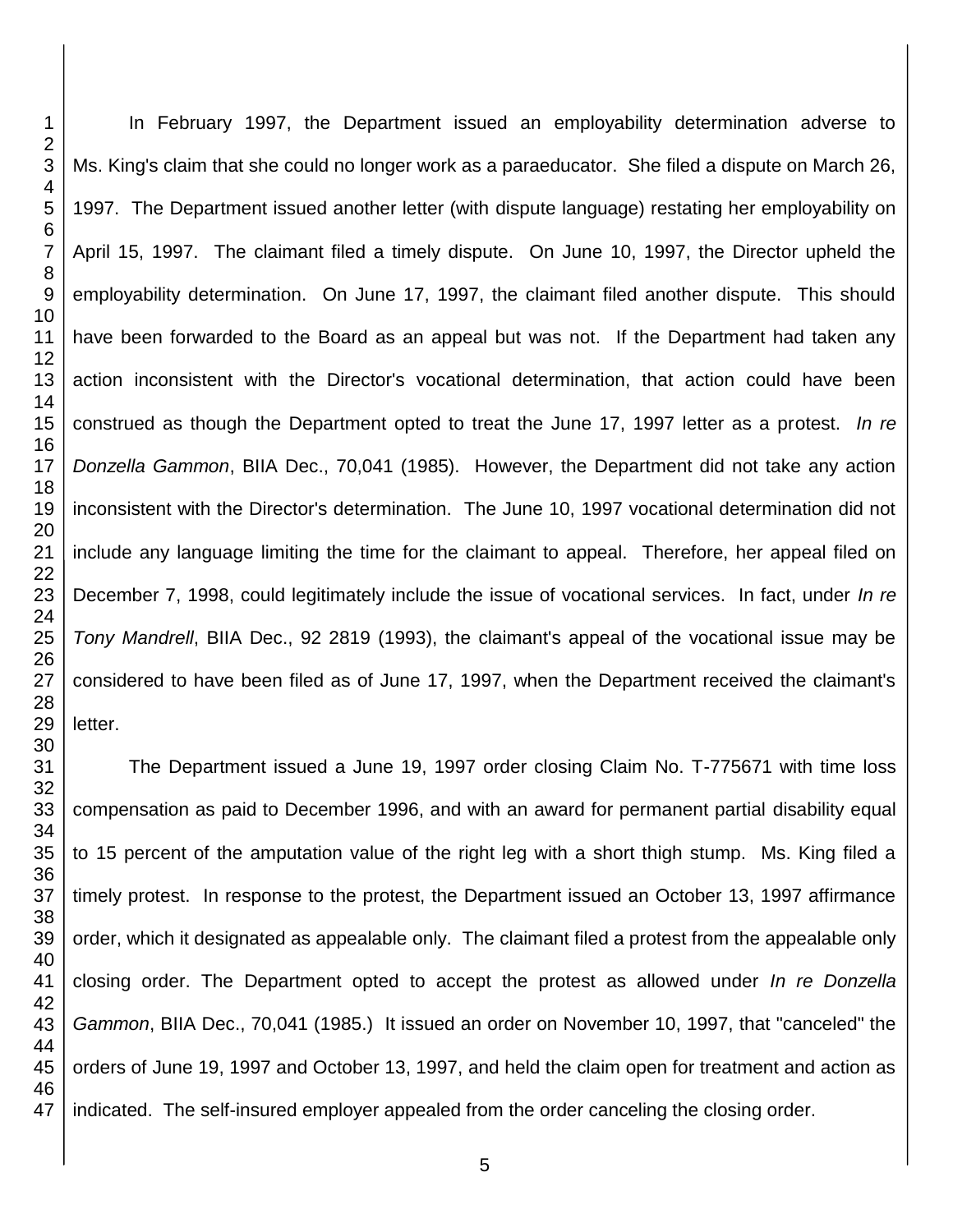In February 1997, the Department issued an employability determination adverse to Ms. King's claim that she could no longer work as a paraeducator. She filed a dispute on March 26, 1997. The Department issued another letter (with dispute language) restating her employability on April 15, 1997. The claimant filed a timely dispute. On June 10, 1997, the Director upheld the employability determination. On June 17, 1997, the claimant filed another dispute. This should have been forwarded to the Board as an appeal but was not. If the Department had taken any action inconsistent with the Director's vocational determination, that action could have been construed as though the Department opted to treat the June 17, 1997 letter as a protest. *In re Donzella Gammon*, BIIA Dec., 70,041 (1985). However, the Department did not take any action inconsistent with the Director's determination. The June 10, 1997 vocational determination did not include any language limiting the time for the claimant to appeal. Therefore, her appeal filed on December 7, 1998, could legitimately include the issue of vocational services. In fact, under *In re Tony Mandrell*, BIIA Dec., 92 2819 (1993), the claimant's appeal of the vocational issue may be considered to have been filed as of June 17, 1997, when the Department received the claimant's letter.

The Department issued a June 19, 1997 order closing Claim No. T-775671 with time loss compensation as paid to December 1996, and with an award for permanent partial disability equal to 15 percent of the amputation value of the right leg with a short thigh stump. Ms. King filed a timely protest. In response to the protest, the Department issued an October 13, 1997 affirmance order, which it designated as appealable only. The claimant filed a protest from the appealable only closing order. The Department opted to accept the protest as allowed under *In re Donzella Gammon*, BIIA Dec., 70,041 (1985.) It issued an order on November 10, 1997, that "canceled" the orders of June 19, 1997 and October 13, 1997, and held the claim open for treatment and action as indicated. The self-insured employer appealed from the order canceling the closing order.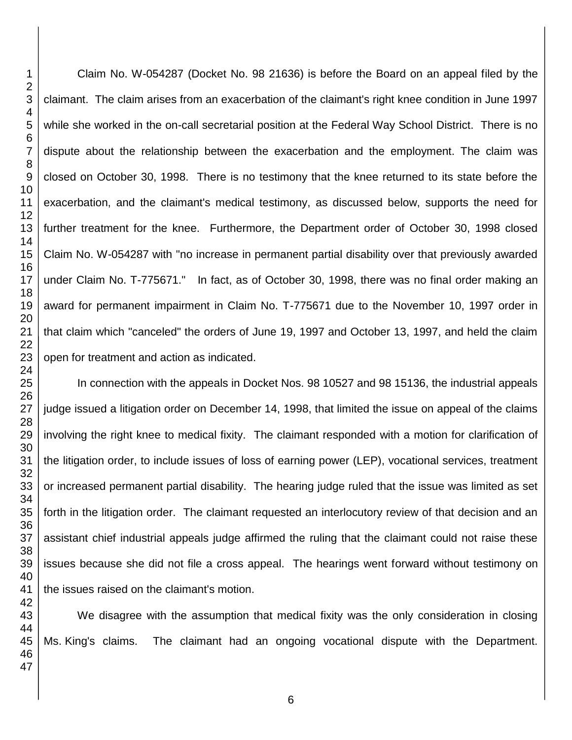Claim No. W-054287 (Docket No. 98 21636) is before the Board on an appeal filed by the claimant. The claim arises from an exacerbation of the claimant's right knee condition in June 1997 while she worked in the on-call secretarial position at the Federal Way School District. There is no dispute about the relationship between the exacerbation and the employment. The claim was closed on October 30, 1998. There is no testimony that the knee returned to its state before the exacerbation, and the claimant's medical testimony, as discussed below, supports the need for further treatment for the knee. Furthermore, the Department order of October 30, 1998 closed Claim No. W-054287 with "no increase in permanent partial disability over that previously awarded under Claim No. T-775671." In fact, as of October 30, 1998, there was no final order making an award for permanent impairment in Claim No. T-775671 due to the November 10, 1997 order in that claim which "canceled" the orders of June 19, 1997 and October 13, 1997, and held the claim open for treatment and action as indicated.

In connection with the appeals in Docket Nos. 98 10527 and 98 15136, the industrial appeals judge issued a litigation order on December 14, 1998, that limited the issue on appeal of the claims involving the right knee to medical fixity. The claimant responded with a motion for clarification of the litigation order, to include issues of loss of earning power (LEP), vocational services, treatment or increased permanent partial disability. The hearing judge ruled that the issue was limited as set forth in the litigation order. The claimant requested an interlocutory review of that decision and an assistant chief industrial appeals judge affirmed the ruling that the claimant could not raise these issues because she did not file a cross appeal. The hearings went forward without testimony on the issues raised on the claimant's motion.

We disagree with the assumption that medical fixity was the only consideration in closing Ms. King's claims. The claimant had an ongoing vocational dispute with the Department.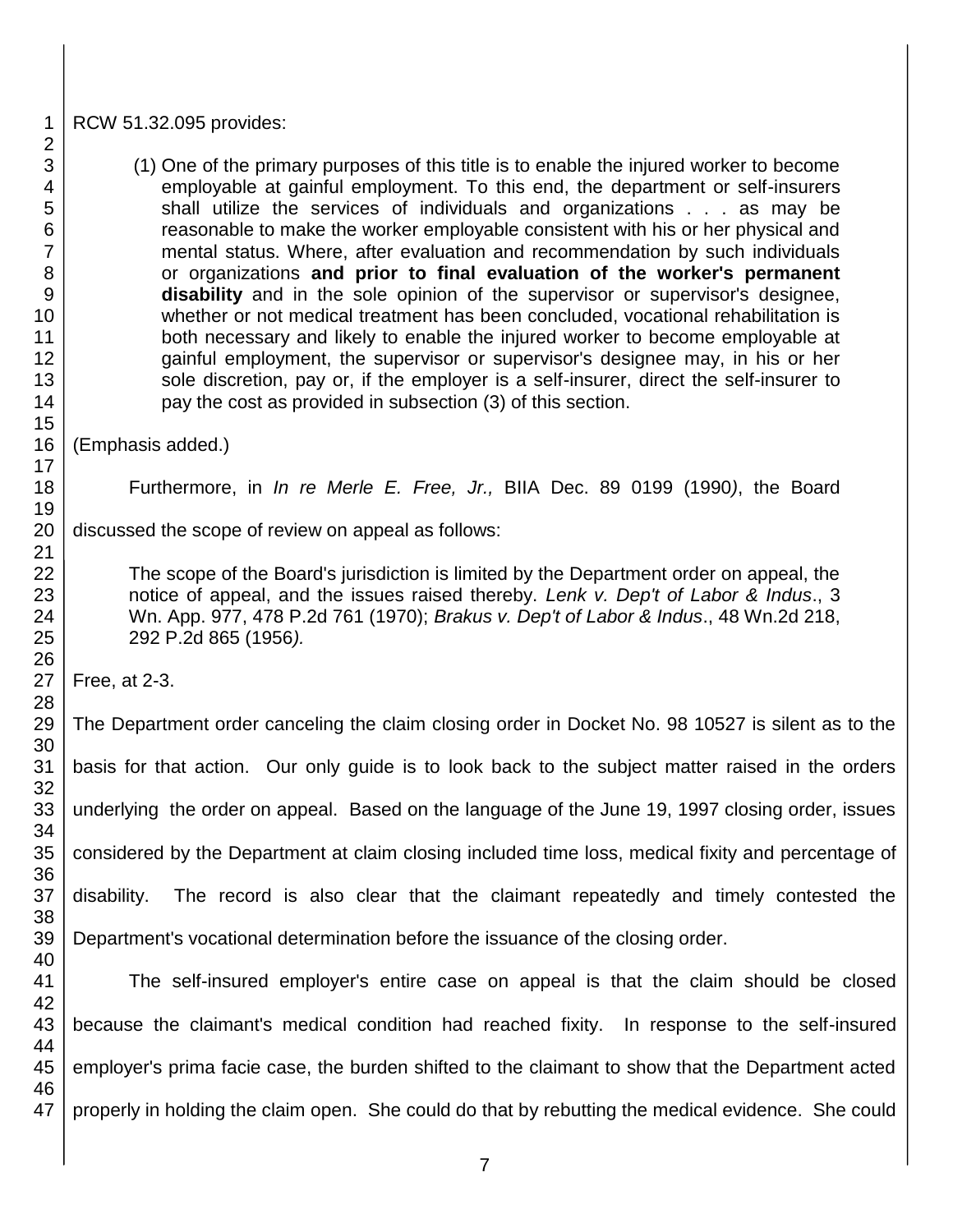RCW 51.32.095 provides:

> (1) One of the primary purposes of this title is to enable the injured worker to become employable at gainful employment. To this end, the department or self-insurers shall utilize the services of individuals and organizations . . . as may be reasonable to make the worker employable consistent with his or her physical and mental status. Where, after evaluation and recommendation by such individuals or organizations **and prior to final evaluation of the worker's permanent disability** and in the sole opinion of the supervisor or supervisor's designee, whether or not medical treatment has been concluded, vocational rehabilitation is both necessary and likely to enable the injured worker to become employable at gainful employment, the supervisor or supervisor's designee may, in his or her sole discretion, pay or, if the employer is a self-insurer, direct the self-insurer to pay the cost as provided in subsection (3) of this section.

(Emphasis added.)

Furthermore, in *In re Merle E. Free, Jr.,* BIIA Dec. 89 0199 (1990*)*, the Board discussed the scope of review on appeal as follows:

> The scope of the Board's jurisdiction is limited by the Department order on appeal, the notice of appeal, and the issues raised thereby. *Lenk v. Dep't of Labor & Indus*., 3 Wn. App. 977, 478 P.2d 761 (1970); *Brakus v. Dep't of Labor & Indus*., 48 Wn.2d 218, 292 P.2d 865 (1956*).*

Free, at 2-3.

The Department order canceling the claim closing order in Docket No. 98 10527 is silent as to the basis for that action. Our only guide is to look back to the subject matter raised in the orders underlying the order on appeal. Based on the language of the June 19, 1997 closing order, issues considered by the Department at claim closing included time loss, medical fixity and percentage of disability. The record is also clear that the claimant repeatedly and timely contested the Department's vocational determination before the issuance of the closing order.

The self-insured employer's entire case on appeal is that the claim should be closed because the claimant's medical condition had reached fixity. In response to the self-insured employer's prima facie case, the burden shifted to the claimant to show that the Department acted properly in holding the claim open. She could do that by rebutting the medical evidence. She could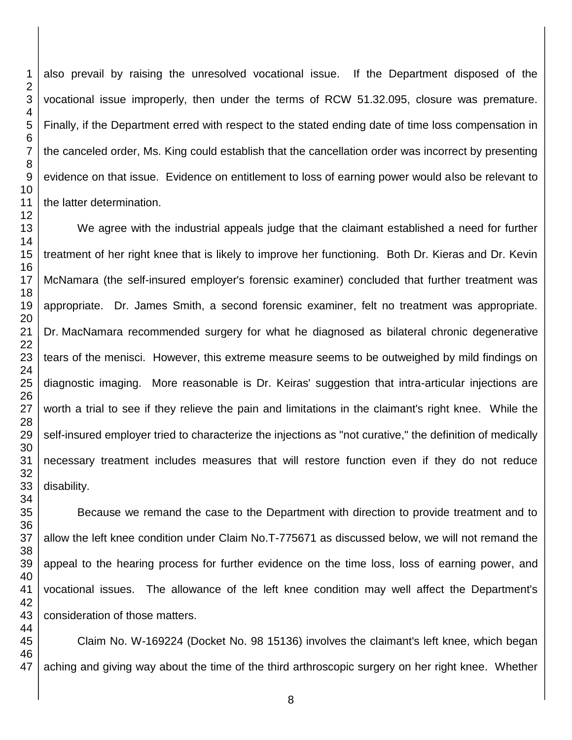also prevail by raising the unresolved vocational issue. If the Department disposed of the vocational issue improperly, then under the terms of RCW 51.32.095, closure was premature. Finally, if the Department erred with respect to the stated ending date of time loss compensation in the canceled order, Ms. King could establish that the cancellation order was incorrect by presenting evidence on that issue. Evidence on entitlement to loss of earning power would also be relevant to the latter determination.

We agree with the industrial appeals judge that the claimant established a need for further treatment of her right knee that is likely to improve her functioning. Both Dr. Kieras and Dr. Kevin McNamara (the self-insured employer's forensic examiner) concluded that further treatment was appropriate. Dr. James Smith, a second forensic examiner, felt no treatment was appropriate. Dr. MacNamara recommended surgery for what he diagnosed as bilateral chronic degenerative tears of the menisci. However, this extreme measure seems to be outweighed by mild findings on diagnostic imaging. More reasonable is Dr. Keiras' suggestion that intra-articular injections are worth a trial to see if they relieve the pain and limitations in the claimant's right knee. While the self-insured employer tried to characterize the injections as "not curative," the definition of medically necessary treatment includes measures that will restore function even if they do not reduce disability.

Because we remand the case to the Department with direction to provide treatment and to allow the left knee condition under Claim No.T-775671 as discussed below, we will not remand the appeal to the hearing process for further evidence on the time loss, loss of earning power, and vocational issues. The allowance of the left knee condition may well affect the Department's consideration of those matters.

Claim No. W-169224 (Docket No. 98 15136) involves the claimant's left knee, which began aching and giving way about the time of the third arthroscopic surgery on her right knee. Whether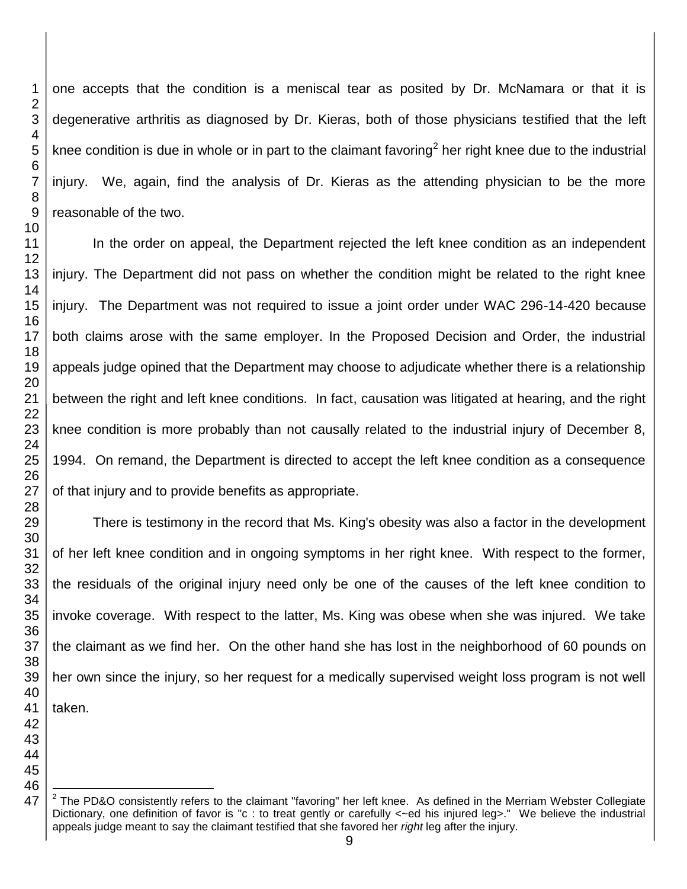one accepts that the condition is a meniscal tear as posited by Dr. McNamara or that it is degenerative arthritis as diagnosed by Dr. Kieras, both of those physicians testified that the left knee condition is due in whole or in part to the claimant favoring[2] her right knee due to the industrial injury. We, again, find the analysis of Dr. Kieras as the attending physician to be the more reasonable of the two.

In the order on appeal, the Department rejected the left knee condition as an independent injury. The Department did not pass on whether the condition might be related to the right knee injury. The Department was not required to issue a joint order under WAC 296-14-420 because both claims arose with the same employer. In the Proposed Decision and Order, the industrial appeals judge opined that the Department may choose to adjudicate whether there is a relationship between the right and left knee conditions. In fact, causation was litigated at hearing, and the right knee condition is more probably than not causally related to the industrial injury of December 8, 1994. On remand, the Department is directed to accept the left knee condition as a consequence of that injury and to provide benefits as appropriate.

There is testimony in the record that Ms. King's obesity was also a factor in the development of her left knee condition and in ongoing symptoms in her right knee. With respect to the former, the residuals of the original injury need only be one of the causes of the left knee condition to invoke coverage. With respect to the latter, Ms. King was obese when she was injured. We take the claimant as we find her. On the other hand she has lost in the neighborhood of 60 pounds on her own since the injury, so her request for a medically supervised weight loss program is not well taken.

---

[2] The PD&O consistently refers to the claimant "favoring" her left knee. As defined in the Merriam Webster Collegiate Dictionary, one definition of favor is "c : to treat gently or carefully <~ed his injured leg>." We believe the industrial appeals judge meant to say the claimant testified that she favored her *right* leg after the injury.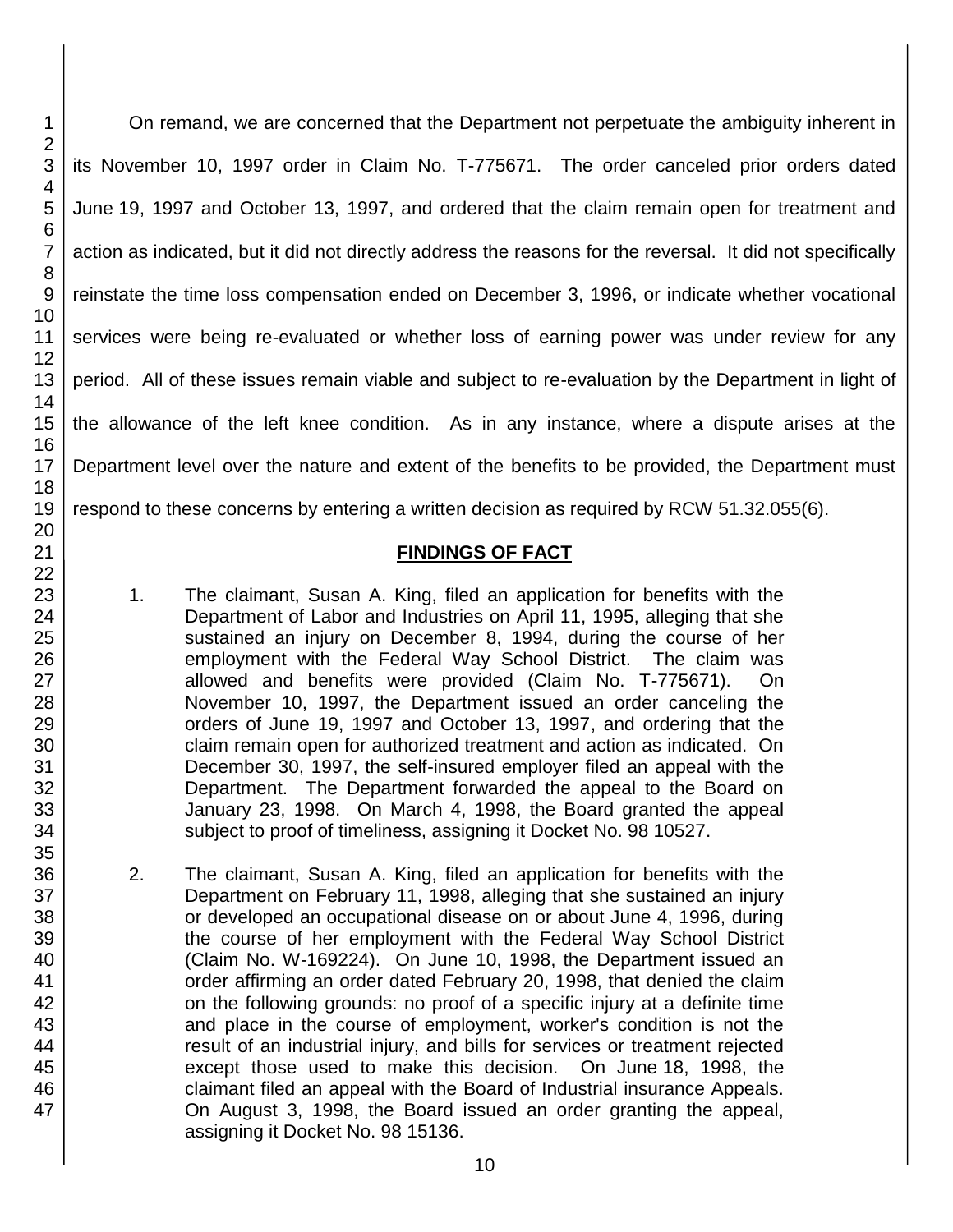On remand, we are concerned that the Department not perpetuate the ambiguity inherent in its November 10, 1997 order in Claim No. T-775671. The order canceled prior orders dated June 19, 1997 and October 13, 1997, and ordered that the claim remain open for treatment and action as indicated, but it did not directly address the reasons for the reversal. It did not specifically reinstate the time loss compensation ended on December 3, 1996, or indicate whether vocational services were being re-evaluated or whether loss of earning power was under review for any period. All of these issues remain viable and subject to re-evaluation by the Department in light of the allowance of the left knee condition. As in any instance, where a dispute arises at the Department level over the nature and extent of the benefits to be provided, the Department must respond to these concerns by entering a written decision as required by RCW 51.32.055(6).

## FINDINGS OF FACT

1. The claimant, Susan A. King, filed an application for benefits with the Department of Labor and Industries on April 11, 1995, alleging that she sustained an injury on December 8, 1994, during the course of her employment with the Federal Way School District. The claim was allowed and benefits were provided (Claim No. T-775671). On November 10, 1997, the Department issued an order canceling the orders of June 19, 1997 and October 13, 1997, and ordering that the claim remain open for authorized treatment and action as indicated. On December 30, 1997, the self-insured employer filed an appeal with the Department. The Department forwarded the appeal to the Board on January 23, 1998. On March 4, 1998, the Board granted the appeal subject to proof of timeliness, assigning it Docket No. 98 10527.

2. The claimant, Susan A. King, filed an application for benefits with the Department on February 11, 1998, alleging that she sustained an injury or developed an occupational disease on or about June 4, 1996, during the course of her employment with the Federal Way School District (Claim No. W-169224). On June 10, 1998, the Department issued an order affirming an order dated February 20, 1998, that denied the claim on the following grounds: no proof of a specific injury at a definite time and place in the course of employment, worker's condition is not the result of an industrial injury, and bills for services or treatment rejected except those used to make this decision. On June 18, 1998, the claimant filed an appeal with the Board of Industrial insurance Appeals. On August 3, 1998, the Board issued an order granting the appeal, assigning it Docket No. 98 15136.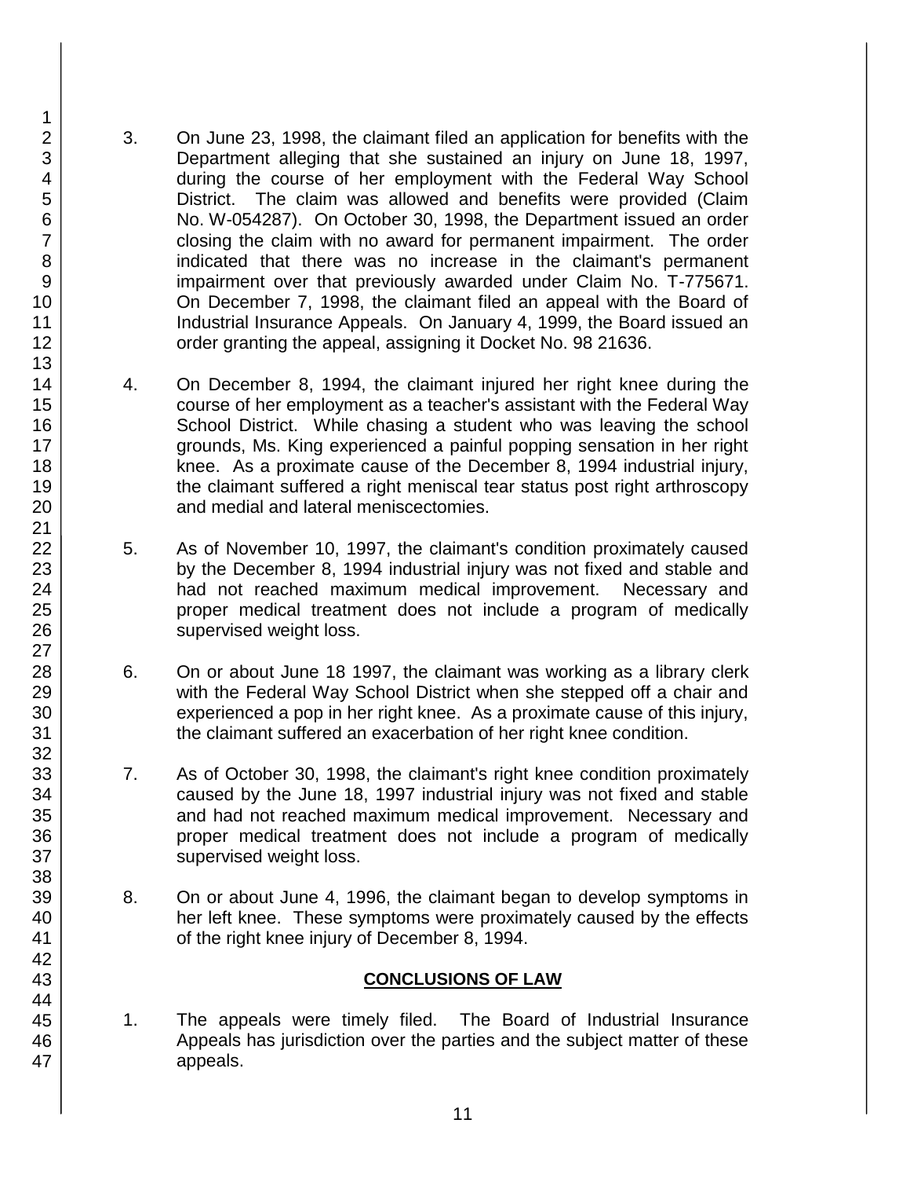3. On June 23, 1998, the claimant filed an application for benefits with the Department alleging that she sustained an injury on June 18, 1997, during the course of her employment with the Federal Way School District. The claim was allowed and benefits were provided (Claim No. W-054287). On October 30, 1998, the Department issued an order closing the claim with no award for permanent impairment. The order indicated that there was no increase in the claimant's permanent impairment over that previously awarded under Claim No. T-775671. On December 7, 1998, the claimant filed an appeal with the Board of Industrial Insurance Appeals. On January 4, 1999, the Board issued an order granting the appeal, assigning it Docket No. 98 21636.

4. On December 8, 1994, the claimant injured her right knee during the course of her employment as a teacher's assistant with the Federal Way School District. While chasing a student who was leaving the school grounds, Ms. King experienced a painful popping sensation in her right knee. As a proximate cause of the December 8, 1994 industrial injury, the claimant suffered a right meniscal tear status post right arthroscopy and medial and lateral meniscectomies.

5. As of November 10, 1997, the claimant's condition proximately caused by the December 8, 1994 industrial injury was not fixed and stable and had not reached maximum medical improvement. Necessary and proper medical treatment does not include a program of medically supervised weight loss.

6. On or about June 18 1997, the claimant was working as a library clerk with the Federal Way School District when she stepped off a chair and experienced a pop in her right knee. As a proximate cause of this injury, the claimant suffered an exacerbation of her right knee condition.

7. As of October 30, 1998, the claimant's right knee condition proximately caused by the June 18, 1997 industrial injury was not fixed and stable and had not reached maximum medical improvement. Necessary and proper medical treatment does not include a program of medically supervised weight loss.

8. On or about June 4, 1996, the claimant began to develop symptoms in her left knee. These symptoms were proximately caused by the effects of the right knee injury of December 8, 1994.

## CONCLUSIONS OF LAW

1. The appeals were timely filed. The Board of Industrial Insurance Appeals has jurisdiction over the parties and the subject matter of these appeals.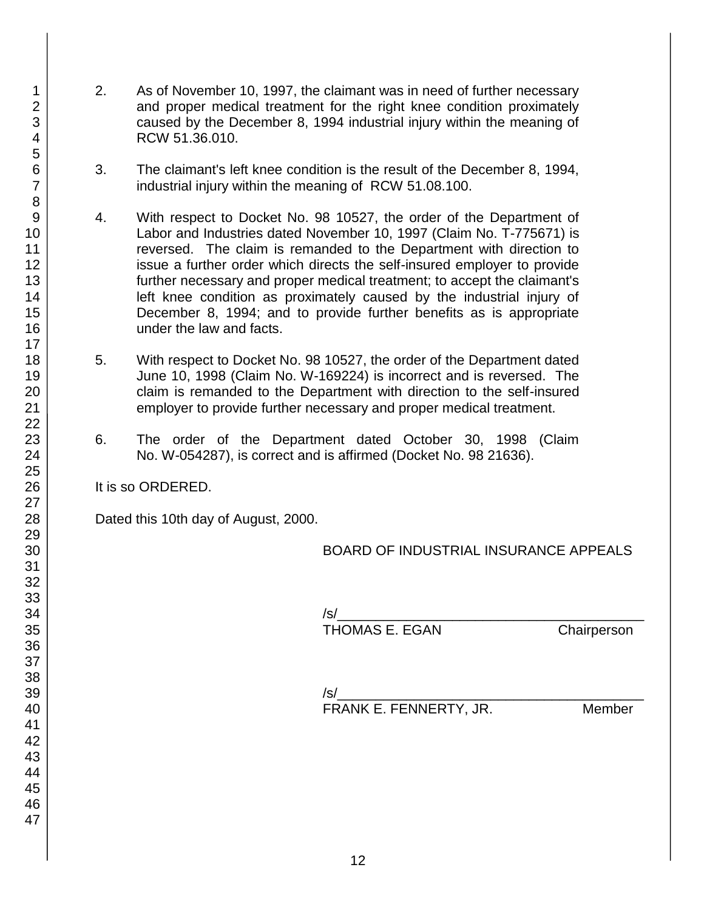2. As of November 10, 1997, the claimant was in need of further necessary and proper medical treatment for the right knee condition proximately caused by the December 8, 1994 industrial injury within the meaning of RCW 51.36.010.

3. The claimant's left knee condition is the result of the December 8, 1994, industrial injury within the meaning of RCW 51.08.100.

4. With respect to Docket No. 98 10527, the order of the Department of Labor and Industries dated November 10, 1997 (Claim No. T-775671) is reversed. The claim is remanded to the Department with direction to issue a further order which directs the self-insured employer to provide further necessary and proper medical treatment; to accept the claimant's left knee condition as proximately caused by the industrial injury of December 8, 1994; and to provide further benefits as is appropriate under the law and facts.

5. With respect to Docket No. 98 10527, the order of the Department dated June 10, 1998 (Claim No. W-169224) is incorrect and is reversed. The claim is remanded to the Department with direction to the self-insured employer to provide further necessary and proper medical treatment.

6. The order of the Department dated October 30, 1998 (Claim No. W-054287), is correct and is affirmed (Docket No. 98 21636).

It is so ORDERED.

Dated this 10th day of August, 2000.

BOARD OF INDUSTRIAL INSURANCE APPEALS

/s/\_\_\_\_\_\_\_\_\_\_\_\_\_\_\_\_\_\_\_\_\_\_\_\_\_\_\_\_\_\_\_\_\_\_\_\_\_\_\_\_
THOMAS E. EGAN Chairperson

/s/\_\_\_\_\_\_\_\_\_\_\_\_\_\_\_\_\_\_\_\_\_\_\_\_\_\_\_\_\_\_\_\_\_\_\_\_\_\_\_\_
FRANK E. FENNERTY, JR. Member